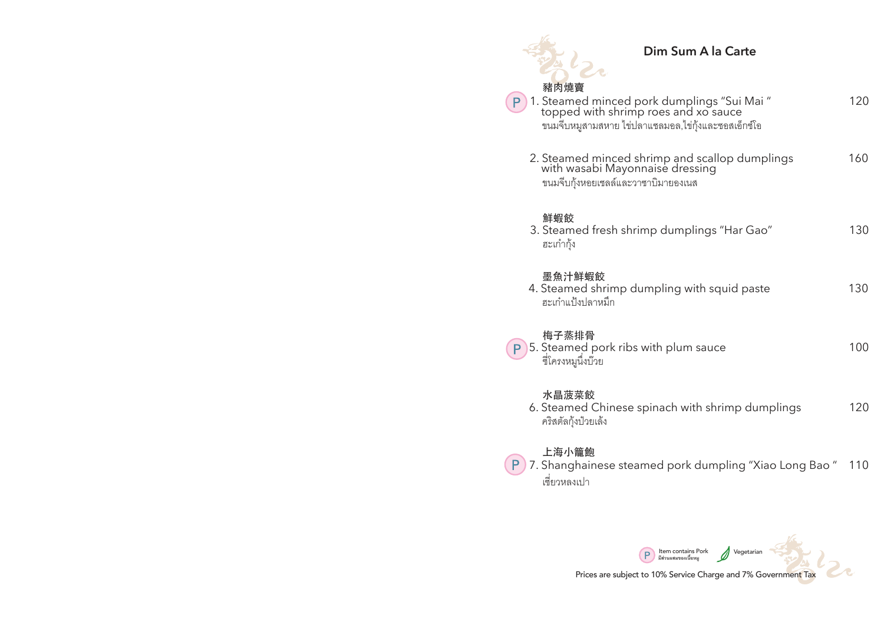## Dim Sum A la Carte

豬肉燒賣

(P) 1. Steamed minced pork dumplings "Sui Mai " topped with shrimp roes and xo sauce — 120
ขนมจีบหมูสามสหาย ไข่ปลาแซลมอล,ไข่กุ้งและซอสเอ็กซ์โอ

2. Steamed minced shrimp and scallop dumplings with wasabi Mayonnaise dressing — 160
ขนมจีบกุ้งหอยเชลล์และวาซาบิมายองเนส

鮮蝦餃

3. Steamed fresh shrimp dumplings "Har Gao" — 130
ฮะเก๋ากุ้ง

墨魚汁鮮蝦餃

4. Steamed shrimp dumpling with squid paste — 130
ฮะเก๋าแป้งปลาหมึก

梅子蒸排骨

(P) 5. Steamed pork ribs with plum sauce — 100
ซี่โครงหมูนึ่งบ๊วย

水晶菠菜餃

6. Steamed Chinese spinach with shrimp dumplings — 120
คริสตัลกุ้งป๋วยเล้ง

上海小籠飽

(P) 7. Shanghainese steamed pork dumpling "Xiao Long Bao " — 110
เซี่ยวหลงเปา

(P) Item contains Pork
มีส่วนผสมของเนื้อหมู

Vegetarian

Prices are subject to 10% Service Charge and 7% Government Tax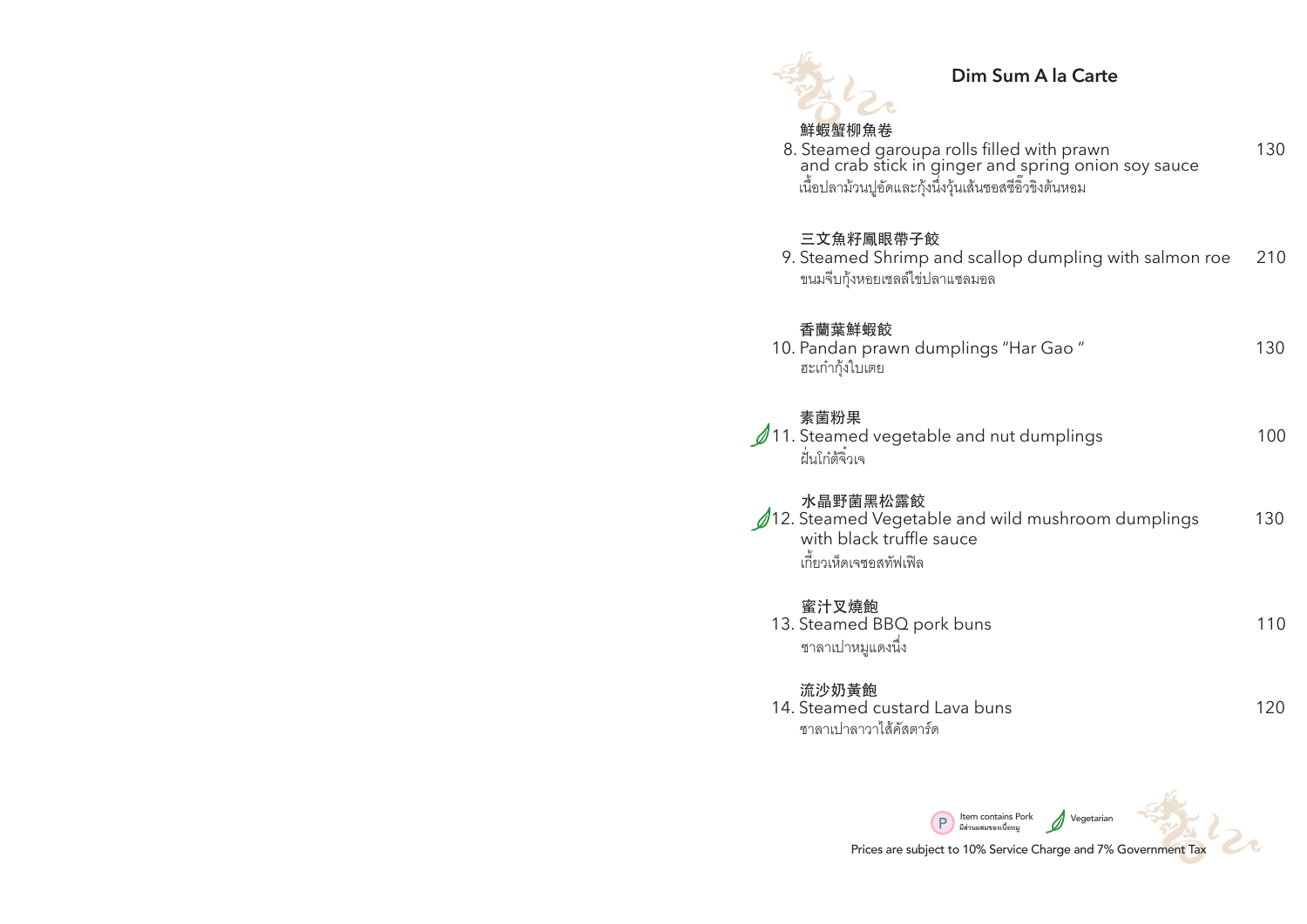## Dim Sum A la Carte

鮮蝦蟹柳魚卷
8. Steamed garoupa rolls filled with prawn and crab stick in ginger and spring onion soy sauce — 130
เนื้อปลาม้วนปูอัดและกุ้งนึ่งวุ้นเส้นซอสซีอิ๊วขิงต้นหอม

三文魚籽鳳眼帶子餃
9. Steamed Shrimp and scallop dumpling with salmon roe — 210
ขนมจีบกุ้งหอยเชลล์ไข่ปลาแซลมอล

香蘭葉鮮蝦餃
10. Pandan prawn dumplings "Har Gao " — 130
ฮะเก๋ากุ้งใบเตย

素菌粉果
11. Steamed vegetable and nut dumplings (Vegetarian) — 100
ฝุ่นโก๋ต้จิ๋วเจ

水晶野菌黑松露餃
12. Steamed Vegetable and wild mushroom dumplings with black truffle sauce (Vegetarian) — 130
เกี๊ยวเห็ดเจซอสทัฟเฟิล

蜜汁叉燒飽
13. Steamed BBQ pork buns — 110
ซาลาเปาหมูแดงนึ่ง

流沙奶黃飽
14. Steamed custard Lava buns — 120
ซาลาเปาลาวาไส้คัสตาร์ด

P Item contains Pork มีส่วนผสมของเนื้อหมู  Vegetarian

Prices are subject to 10% Service Charge and 7% Government Tax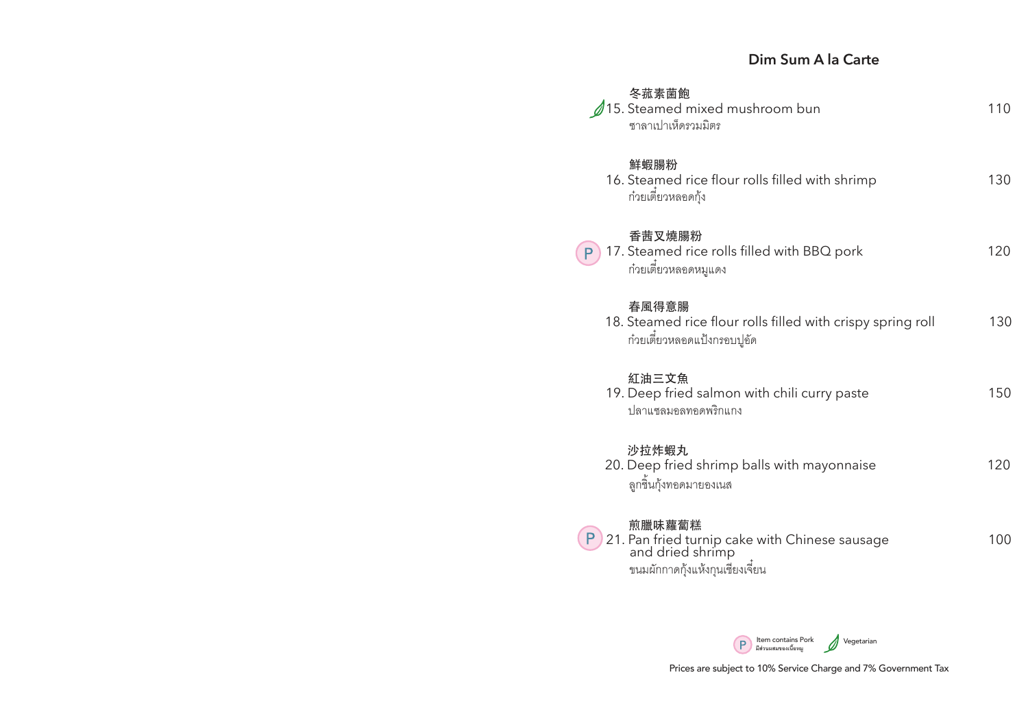## Dim Sum A la Carte

| | Item | Price |
|---|---|---|
| Vegetarian | 冬菰素菌飽<br>15. Steamed mixed mushroom bun<br>ซาลาเปาเห็ดรวมมิตร | 110 |
| | 鮮蝦腸粉<br>16. Steamed rice flour rolls filled with shrimp<br>ก๋วยเตี๋ยวหลอดกุ้ง | 130 |
| P | 香茜叉燒腸粉<br>17. Steamed rice rolls filled with BBQ pork<br>ก๋วยเตี๋ยวหลอดหมูแดง | 120 |
| | 春風得意腸<br>18. Steamed rice flour rolls filled with crispy spring roll<br>ก๋วยเตี๋ยวหลอดแป้งกรอบปูอัด | 130 |
| | 紅油三文魚<br>19. Deep fried salmon with chili curry paste<br>ปลาแซลมอลทอดพริกแกง | 150 |
| | 沙拉炸蝦丸<br>20. Deep fried shrimp balls with mayonnaise<br>ลูกชิ้นกุ้งทอดมายองเนส | 120 |
| P | 煎臘味蘿蔔糕<br>21. Pan fried turnip cake with Chinese sausage and dried shrimp<br>ขนมผักกาดกุ้งแห้งกุนเชียงเจี๋ยน | 100 |

P Item contains Pork มีส่วนผสมของเนื้อหมู — Vegetarian

Prices are subject to 10% Service Charge and 7% Government Tax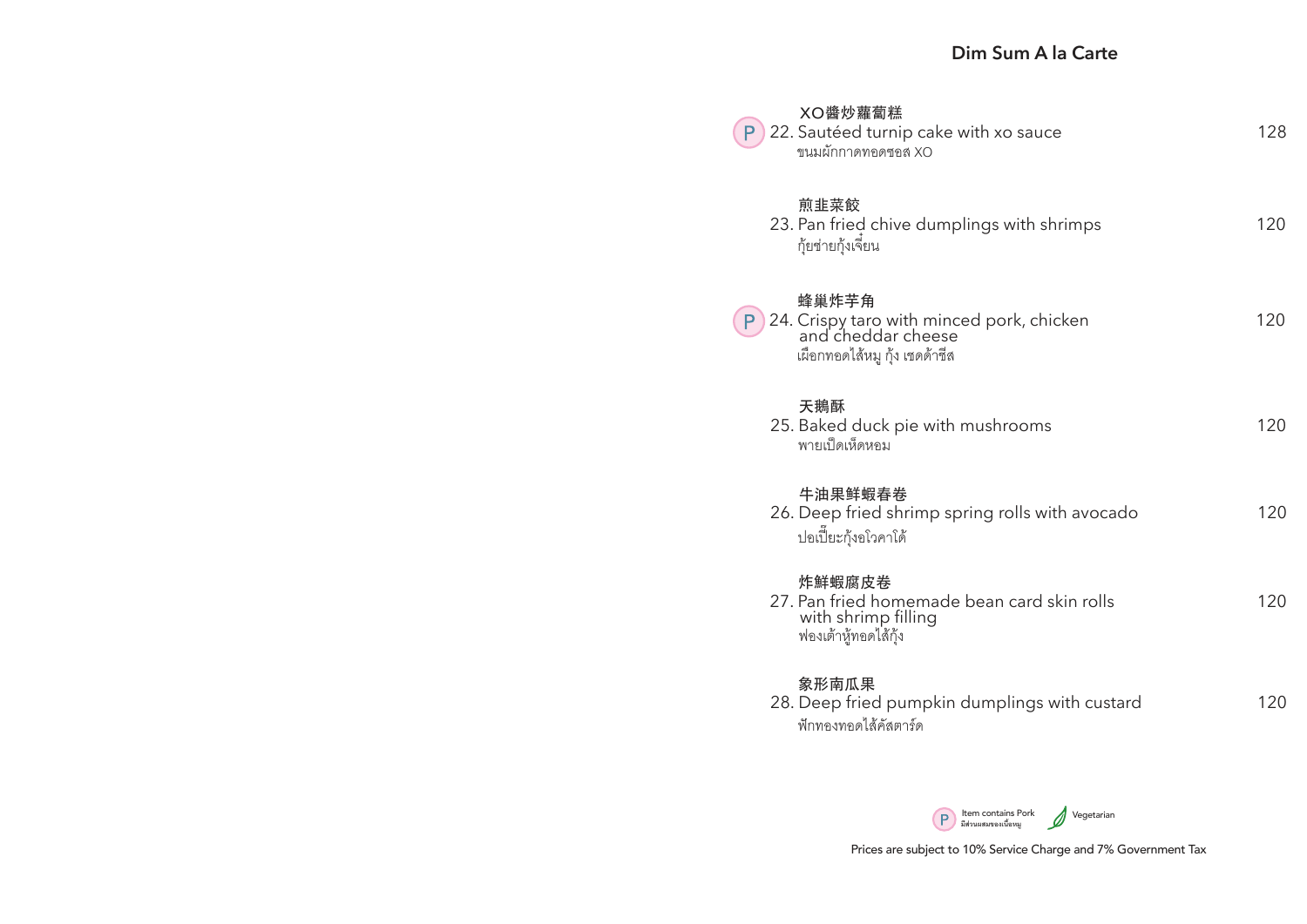## Dim Sum A la Carte

XO醬炒蘿蔔糕
(P) 22. Sautéed turnip cake with xo sauce — 128
ขนมผักกาดทอดซอส XO

煎韭菜餃
23. Pan fried chive dumplings with shrimps — 120
กุ้ยช่ายกุ้งเจี๋ยน

蜂巢炸芋角
(P) 24. Crispy taro with minced pork, chicken and cheddar cheese — 120
เผือกทอดไส้หมู กุ้ง เชดด้าชีส

天鵝酥
25. Baked duck pie with mushrooms — 120
พายเป็ดเห็ดหอม

牛油果鮮蝦春卷
26. Deep fried shrimp spring rolls with avocado — 120
ปอเปี๊ยะกุ้งอโวคาโด้

炸鮮蝦腐皮卷
27. Pan fried homemade bean card skin rolls with shrimp filling — 120
ฟองเต้าหู้ทอดไส้กุ้ง

象形南瓜果
28. Deep fried pumpkin dumplings with custard — 120
ฟักทองทอดไส้คัสตาร์ด

(P) Item contains Pork มีส่วนผสมของเนื้อหมู — Vegetarian

Prices are subject to 10% Service Charge and 7% Government Tax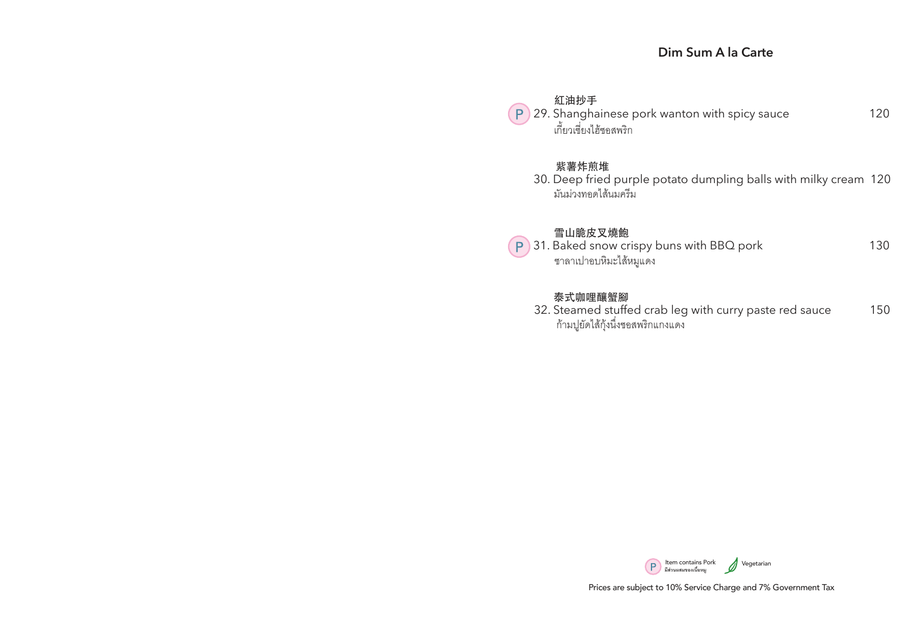## Dim Sum A la Carte

紅油抄手
P 29. Shanghainese pork wanton with spicy sauce 120
เกี๊ยวเซี่ยงไฮ้ซอสพริก

紫薯炸煎堆
30. Deep fried purple potato dumpling balls with milky cream 120
มันม่วงทอดไส้นมครีม

雪山脆皮叉燒飽
P 31. Baked snow crispy buns with BBQ pork 130
ซาลาเปาอบหิมะไส้หมูแดง

泰式咖哩釀蟹腳
32. Steamed stuffed crab leg with curry paste red sauce 150
ก้ามปูยัดไส้กุ้งนึ่งซอสพริกแกงแดง

P Item contains Pork
มีส่วนผสมของเนื้อหมู

Vegetarian

Prices are subject to 10% Service Charge and 7% Government Tax